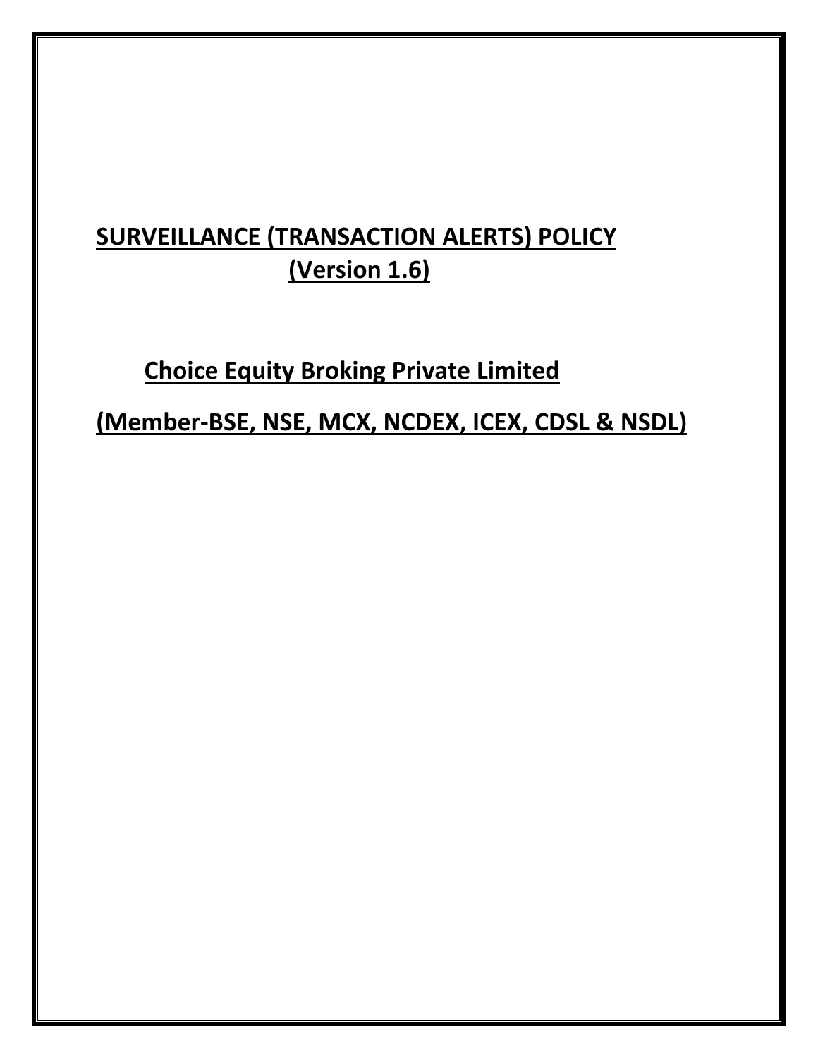# SURVEILLANCE (TRANSACTION ALERTS) POLICY
## (Version 1.6)

## Choice Equity Broking Private Limited

## (Member-BSE, NSE, MCX, NCDEX, ICEX, CDSL & NSDL)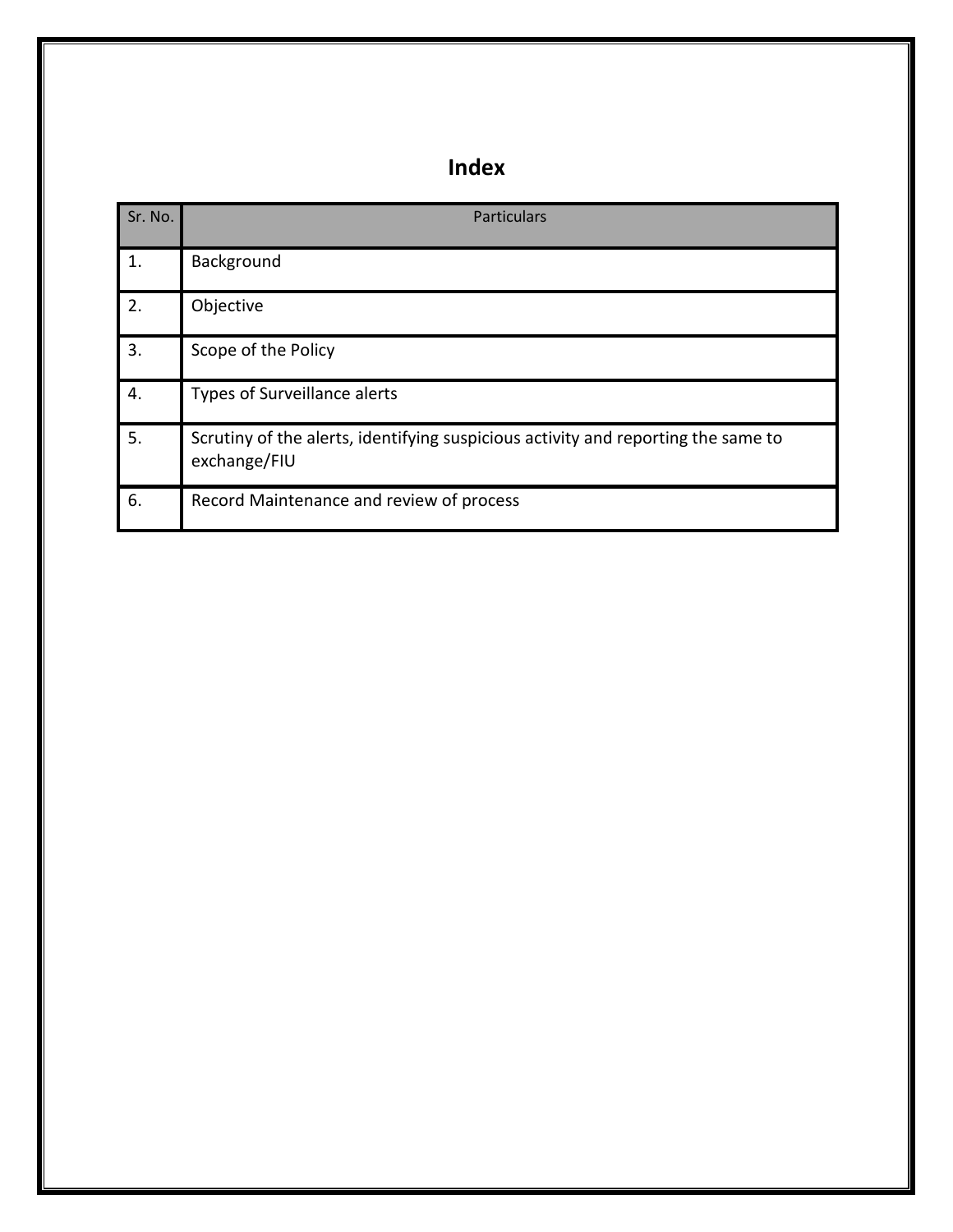# Index

| Sr. No. | Particulars |
|---|---|
| 1. | Background |
| 2. | Objective |
| 3. | Scope of the Policy |
| 4. | Types of Surveillance alerts |
| 5. | Scrutiny of the alerts, identifying suspicious activity and reporting the same to exchange/FIU |
| 6. | Record Maintenance and review of process |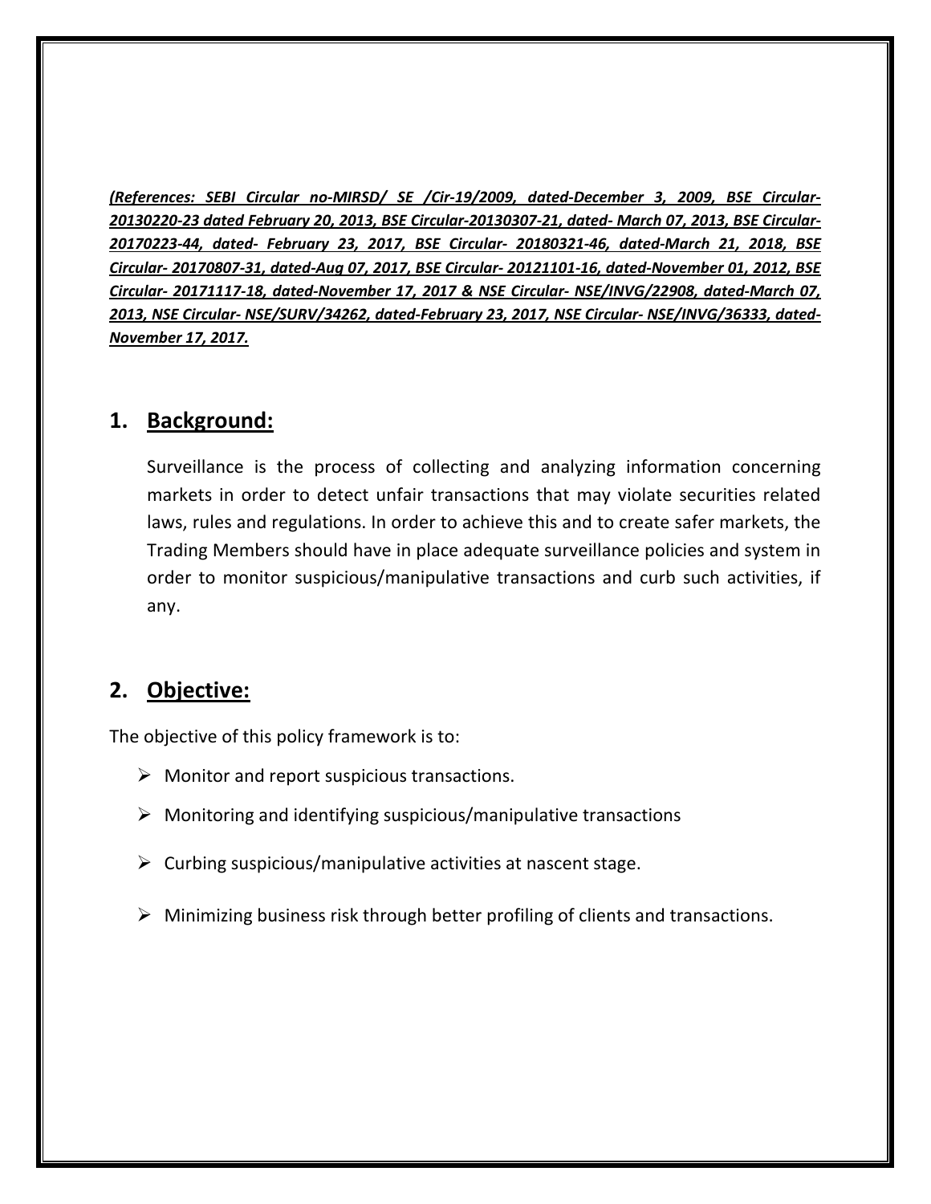***(References: SEBI Circular no-MIRSD/ SE /Cir-19/2009, dated-December 3, 2009, BSE Circular-20130220-23 dated February 20, 2013, BSE Circular-20130307-21, dated- March 07, 2013, BSE Circular-20170223-44, dated- February 23, 2017, BSE Circular- 20180321-46, dated-March 21, 2018, BSE Circular- 20170807-31, dated-Aug 07, 2017, BSE Circular- 20121101-16, dated-November 01, 2012, BSE Circular- 20171117-18, dated-November 17, 2017 & NSE Circular- NSE/INVG/22908, dated-March 07, 2013, NSE Circular- NSE/SURV/34262, dated-February 23, 2017, NSE Circular- NSE/INVG/36333, dated-November 17, 2017.***

## 1. Background:

Surveillance is the process of collecting and analyzing information concerning markets in order to detect unfair transactions that may violate securities related laws, rules and regulations. In order to achieve this and to create safer markets, the Trading Members should have in place adequate surveillance policies and system in order to monitor suspicious/manipulative transactions and curb such activities, if any.

## 2. Objective:

The objective of this policy framework is to:

- Monitor and report suspicious transactions.
- Monitoring and identifying suspicious/manipulative transactions
- Curbing suspicious/manipulative activities at nascent stage.
- Minimizing business risk through better profiling of clients and transactions.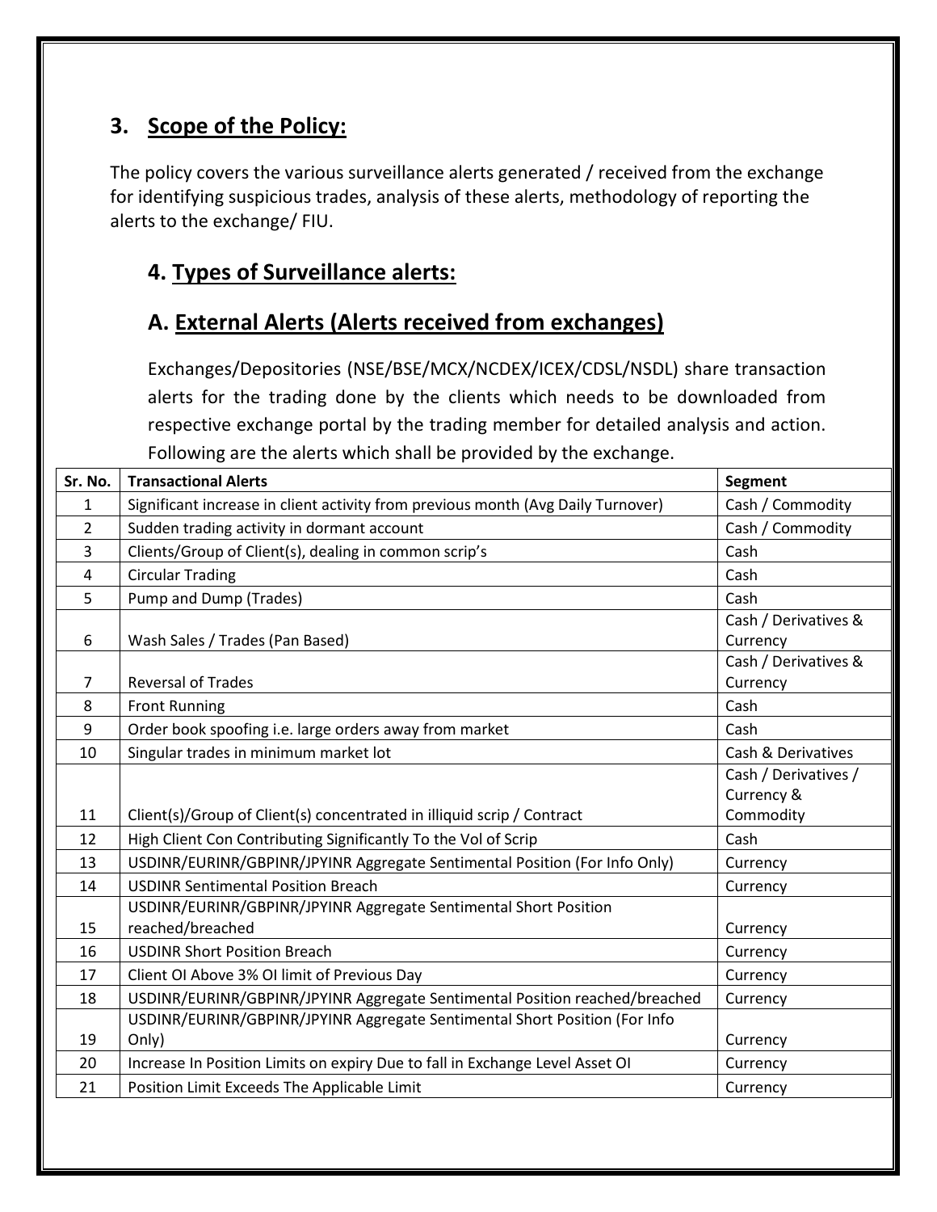## 3. Scope of the Policy:

The policy covers the various surveillance alerts generated / received from the exchange for identifying suspicious trades, analysis of these alerts, methodology of reporting the alerts to the exchange/ FIU.

## 4. Types of Surveillance alerts:

### A. External Alerts (Alerts received from exchanges)

Exchanges/Depositories (NSE/BSE/MCX/NCDEX/ICEX/CDSL/NSDL) share transaction alerts for the trading done by the clients which needs to be downloaded from respective exchange portal by the trading member for detailed analysis and action. Following are the alerts which shall be provided by the exchange.

| Sr. No. | Transactional Alerts | Segment |
|---|---|---|
| 1 | Significant increase in client activity from previous month (Avg Daily Turnover) | Cash / Commodity |
| 2 | Sudden trading activity in dormant account | Cash / Commodity |
| 3 | Clients/Group of Client(s), dealing in common scrip's | Cash |
| 4 | Circular Trading | Cash |
| 5 | Pump and Dump (Trades) | Cash |
| 6 | Wash Sales / Trades (Pan Based) | Cash / Derivatives & Currency |
| 7 | Reversal of Trades | Cash / Derivatives & Currency |
| 8 | Front Running | Cash |
| 9 | Order book spoofing i.e. large orders away from market | Cash |
| 10 | Singular trades in minimum market lot | Cash & Derivatives |
| 11 | Client(s)/Group of Client(s) concentrated in illiquid scrip / Contract | Cash / Derivatives / Currency & Commodity |
| 12 | High Client Con Contributing Significantly To the Vol of Scrip | Cash |
| 13 | USDINR/EURINR/GBPINR/JPYINR Aggregate Sentimental Position (For Info Only) | Currency |
| 14 | USDINR Sentimental Position Breach | Currency |
| 15 | USDINR/EURINR/GBPINR/JPYINR Aggregate Sentimental Short Position reached/breached | Currency |
| 16 | USDINR Short Position Breach | Currency |
| 17 | Client OI Above 3% OI limit of Previous Day | Currency |
| 18 | USDINR/EURINR/GBPINR/JPYINR Aggregate Sentimental Position reached/breached | Currency |
| 19 | USDINR/EURINR/GBPINR/JPYINR Aggregate Sentimental Short Position (For Info Only) | Currency |
| 20 | Increase In Position Limits on expiry Due to fall in Exchange Level Asset OI | Currency |
| 21 | Position Limit Exceeds The Applicable Limit | Currency |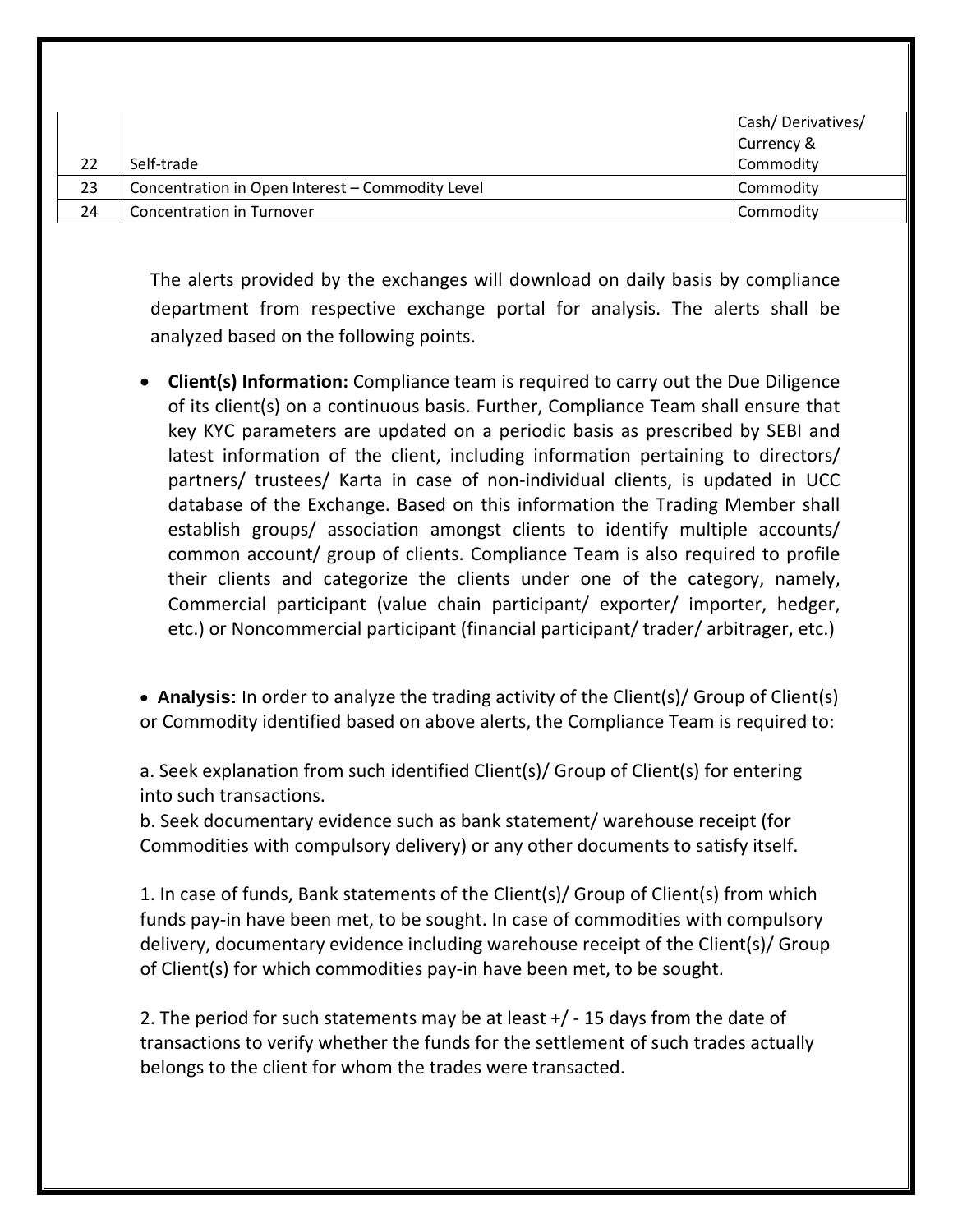| | | |
|---|---|---|
| 22 | Self-trade | Cash/ Derivatives/ Currency & Commodity |
| 23 | Concentration in Open Interest – Commodity Level | Commodity |
| 24 | Concentration in Turnover | Commodity |

The alerts provided by the exchanges will download on daily basis by compliance department from respective exchange portal for analysis. The alerts shall be analyzed based on the following points.

- **Client(s) Information:** Compliance team is required to carry out the Due Diligence of its client(s) on a continuous basis. Further, Compliance Team shall ensure that key KYC parameters are updated on a periodic basis as prescribed by SEBI and latest information of the client, including information pertaining to directors/ partners/ trustees/ Karta in case of non-individual clients, is updated in UCC database of the Exchange. Based on this information the Trading Member shall establish groups/ association amongst clients to identify multiple accounts/ common account/ group of clients. Compliance Team is also required to profile their clients and categorize the clients under one of the category, namely, Commercial participant (value chain participant/ exporter/ importer, hedger, etc.) or Noncommercial participant (financial participant/ trader/ arbitrager, etc.)

- **Analysis:** In order to analyze the trading activity of the Client(s)/ Group of Client(s) or Commodity identified based on above alerts, the Compliance Team is required to:

a. Seek explanation from such identified Client(s)/ Group of Client(s) for entering into such transactions.
b. Seek documentary evidence such as bank statement/ warehouse receipt (for Commodities with compulsory delivery) or any other documents to satisfy itself.

1. In case of funds, Bank statements of the Client(s)/ Group of Client(s) from which funds pay-in have been met, to be sought. In case of commodities with compulsory delivery, documentary evidence including warehouse receipt of the Client(s)/ Group of Client(s) for which commodities pay-in have been met, to be sought.

2. The period for such statements may be at least +/ - 15 days from the date of transactions to verify whether the funds for the settlement of such trades actually belongs to the client for whom the trades were transacted.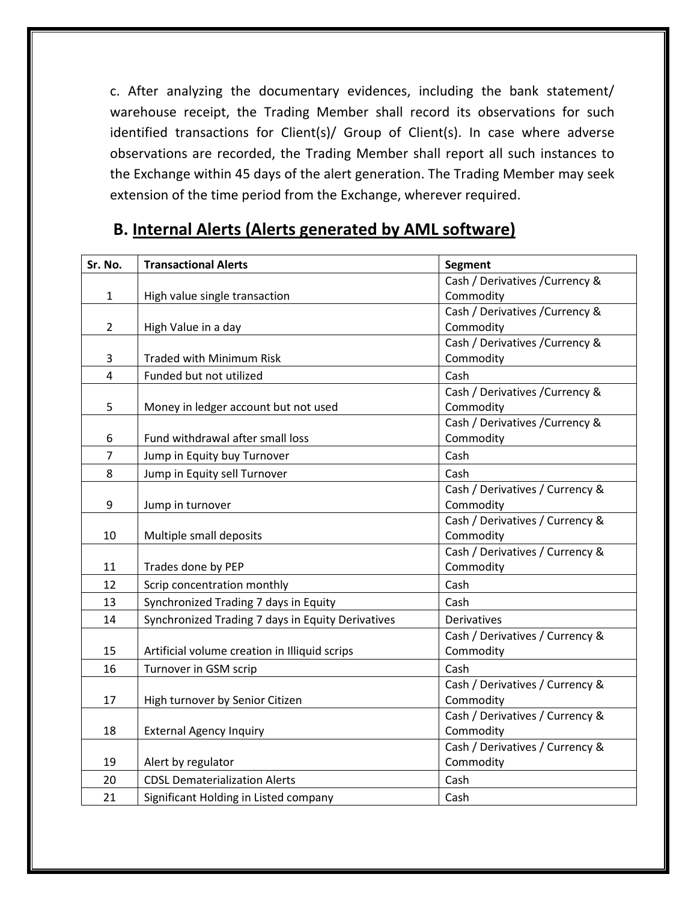c. After analyzing the documentary evidences, including the bank statement/ warehouse receipt, the Trading Member shall record its observations for such identified transactions for Client(s)/ Group of Client(s). In case where adverse observations are recorded, the Trading Member shall report all such instances to the Exchange within 45 days of the alert generation. The Trading Member may seek extension of the time period from the Exchange, wherever required.

## B. Internal Alerts (Alerts generated by AML software)

| Sr. No. | Transactional Alerts | Segment |
|---|---|---|
| 1 | High value single transaction | Cash / Derivatives /Currency & Commodity |
| 2 | High Value in a day | Cash / Derivatives /Currency & Commodity |
| 3 | Traded with Minimum Risk | Cash / Derivatives /Currency & Commodity |
| 4 | Funded but not utilized | Cash |
| 5 | Money in ledger account but not used | Cash / Derivatives /Currency & Commodity |
| 6 | Fund withdrawal after small loss | Cash / Derivatives /Currency & Commodity |
| 7 | Jump in Equity buy Turnover | Cash |
| 8 | Jump in Equity sell Turnover | Cash |
| 9 | Jump in turnover | Cash / Derivatives / Currency & Commodity |
| 10 | Multiple small deposits | Cash / Derivatives / Currency & Commodity |
| 11 | Trades done by PEP | Cash / Derivatives / Currency & Commodity |
| 12 | Scrip concentration monthly | Cash |
| 13 | Synchronized Trading 7 days in Equity | Cash |
| 14 | Synchronized Trading 7 days in Equity Derivatives | Derivatives |
| 15 | Artificial volume creation in Illiquid scrips | Cash / Derivatives / Currency & Commodity |
| 16 | Turnover in GSM scrip | Cash |
| 17 | High turnover by Senior Citizen | Cash / Derivatives / Currency & Commodity |
| 18 | External Agency Inquiry | Cash / Derivatives / Currency & Commodity |
| 19 | Alert by regulator | Cash / Derivatives / Currency & Commodity |
| 20 | CDSL Dematerialization Alerts | Cash |
| 21 | Significant Holding in Listed company | Cash |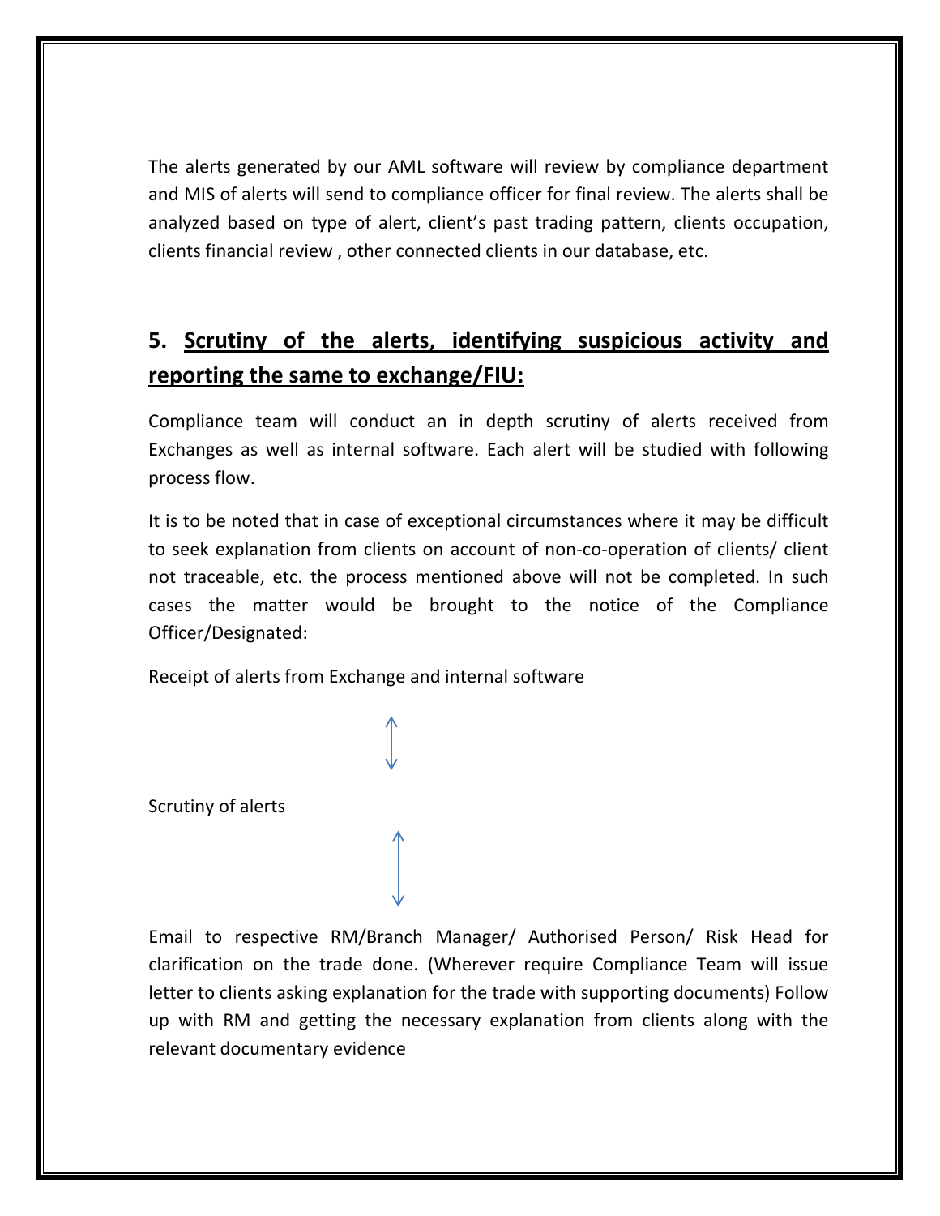The alerts generated by our AML software will review by compliance department and MIS of alerts will send to compliance officer for final review. The alerts shall be analyzed based on type of alert, client's past trading pattern, clients occupation, clients financial review , other connected clients in our database, etc.

## 5. Scrutiny of the alerts, identifying suspicious activity and reporting the same to exchange/FIU:

Compliance team will conduct an in depth scrutiny of alerts received from Exchanges as well as internal software. Each alert will be studied with following process flow.

It is to be noted that in case of exceptional circumstances where it may be difficult to seek explanation from clients on account of non-co-operation of clients/ client not traceable, etc. the process mentioned above will not be completed. In such cases the matter would be brought to the notice of the Compliance Officer/Designated:

Receipt of alerts from Exchange and internal software

↕

Scrutiny of alerts

↕

Email to respective RM/Branch Manager/ Authorised Person/ Risk Head for clarification on the trade done. (Wherever require Compliance Team will issue letter to clients asking explanation for the trade with supporting documents) Follow up with RM and getting the necessary explanation from clients along with the relevant documentary evidence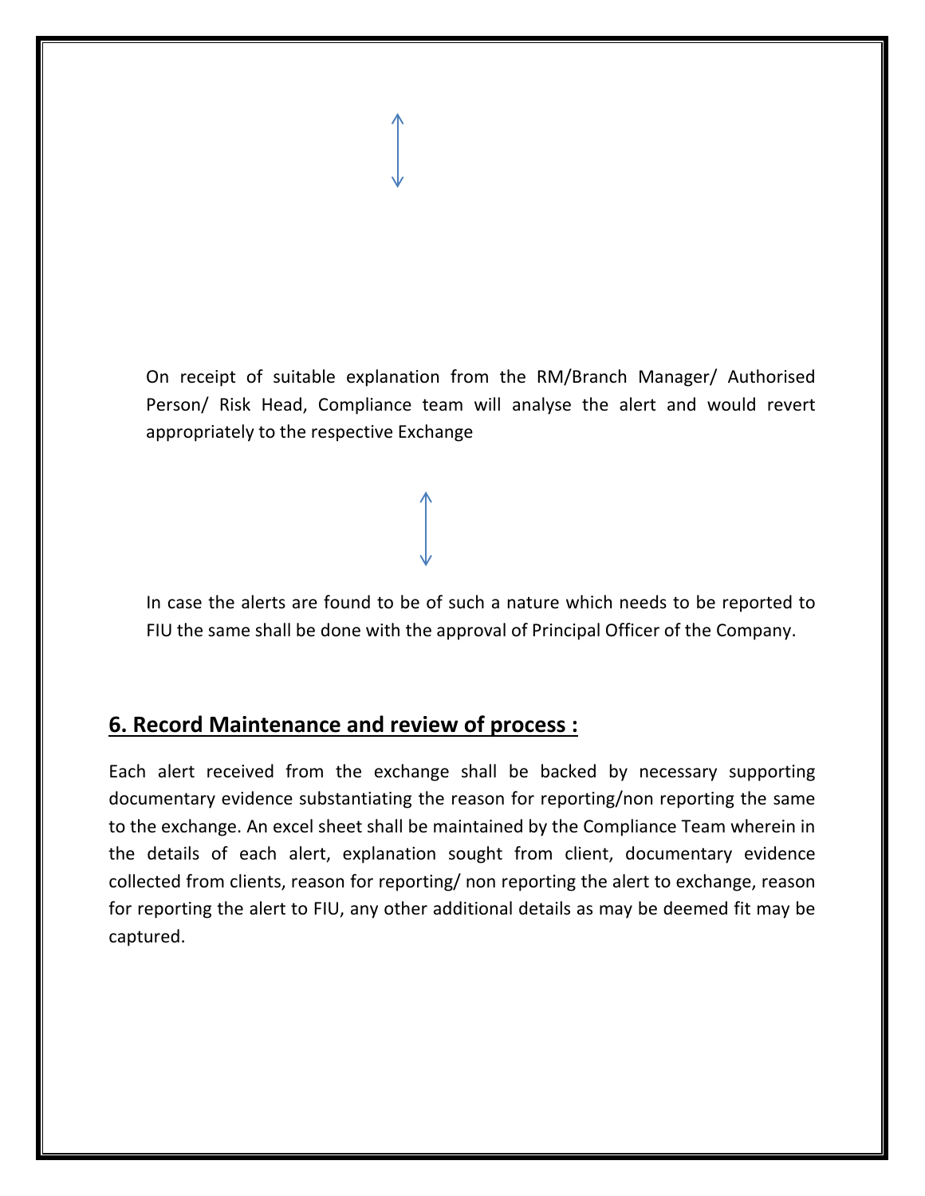On receipt of suitable explanation from the RM/Branch Manager/ Authorised Person/ Risk Head, Compliance team will analyse the alert and would revert appropriately to the respective Exchange

In case the alerts are found to be of such a nature which needs to be reported to FIU the same shall be done with the approval of Principal Officer of the Company.

## 6. Record Maintenance and review of process :

Each alert received from the exchange shall be backed by necessary supporting documentary evidence substantiating the reason for reporting/non reporting the same to the exchange. An excel sheet shall be maintained by the Compliance Team wherein in the details of each alert, explanation sought from client, documentary evidence collected from clients, reason for reporting/ non reporting the alert to exchange, reason for reporting the alert to FIU, any other additional details as may be deemed fit may be captured.